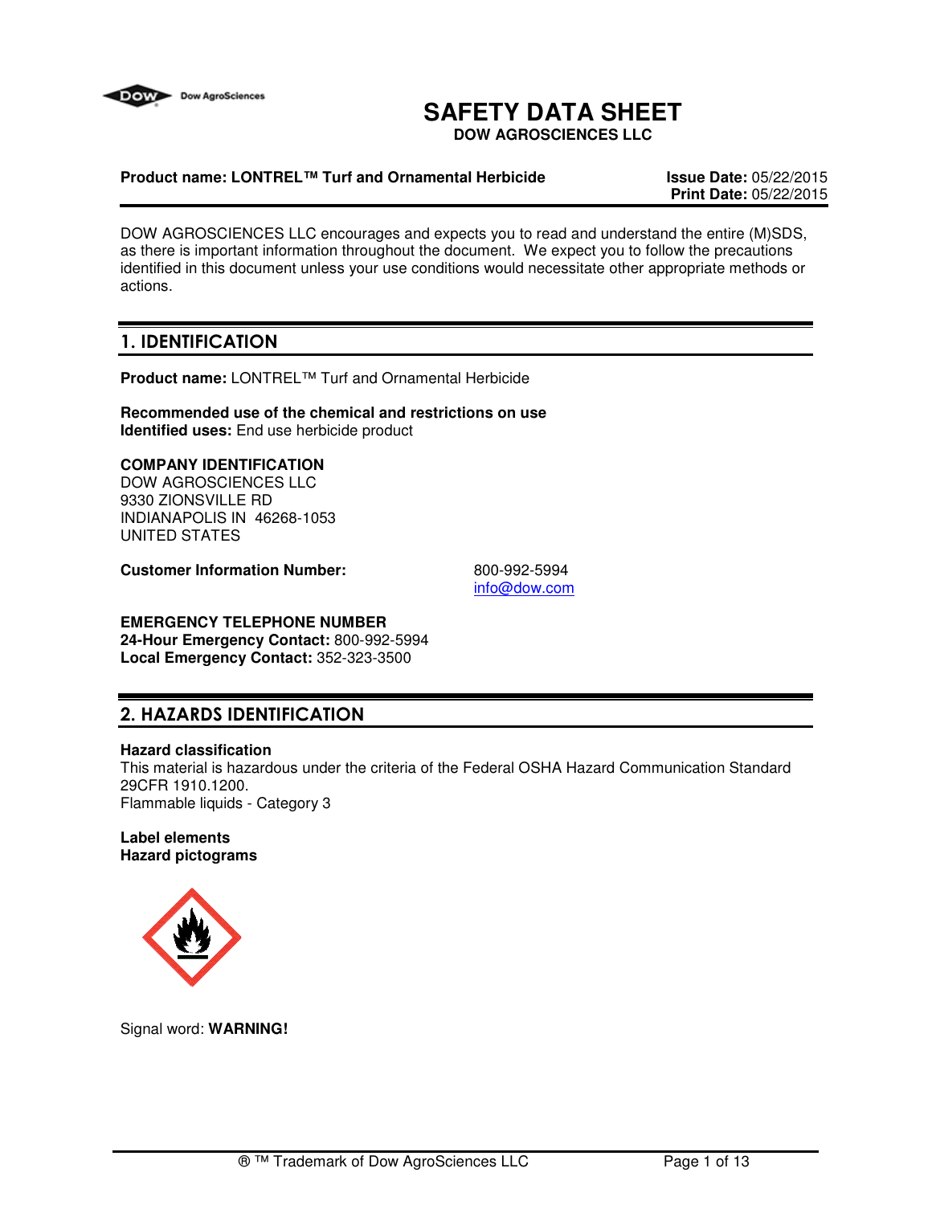# SAFETY DATA SHEET

**DOW AGROSCIENCES LLC**

**Product name: LONTREL™ Turf and Ornamental Herbicide**

**Issue Date:** 05/22/2015
**Print Date:** 05/22/2015

DOW AGROSCIENCES LLC encourages and expects you to read and understand the entire (M)SDS, as there is important information throughout the document. We expect you to follow the precautions identified in this document unless your use conditions would necessitate other appropriate methods or actions.

## 1. IDENTIFICATION

**Product name:** LONTREL™ Turf and Ornamental Herbicide

**Recommended use of the chemical and restrictions on use**
**Identified uses:** End use herbicide product

**COMPANY IDENTIFICATION**
DOW AGROSCIENCES LLC
9330 ZIONSVILLE RD
INDIANAPOLIS IN 46268-1053
UNITED STATES

**Customer Information Number:** 800-992-5994
info@dow.com

**EMERGENCY TELEPHONE NUMBER**
**24-Hour Emergency Contact:** 800-992-5994
**Local Emergency Contact:** 352-323-3500

## 2. HAZARDS IDENTIFICATION

**Hazard classification**
This material is hazardous under the criteria of the Federal OSHA Hazard Communication Standard 29CFR 1910.1200.
Flammable liquids - Category 3

**Label elements**
**Hazard pictograms**

Signal word: **WARNING!**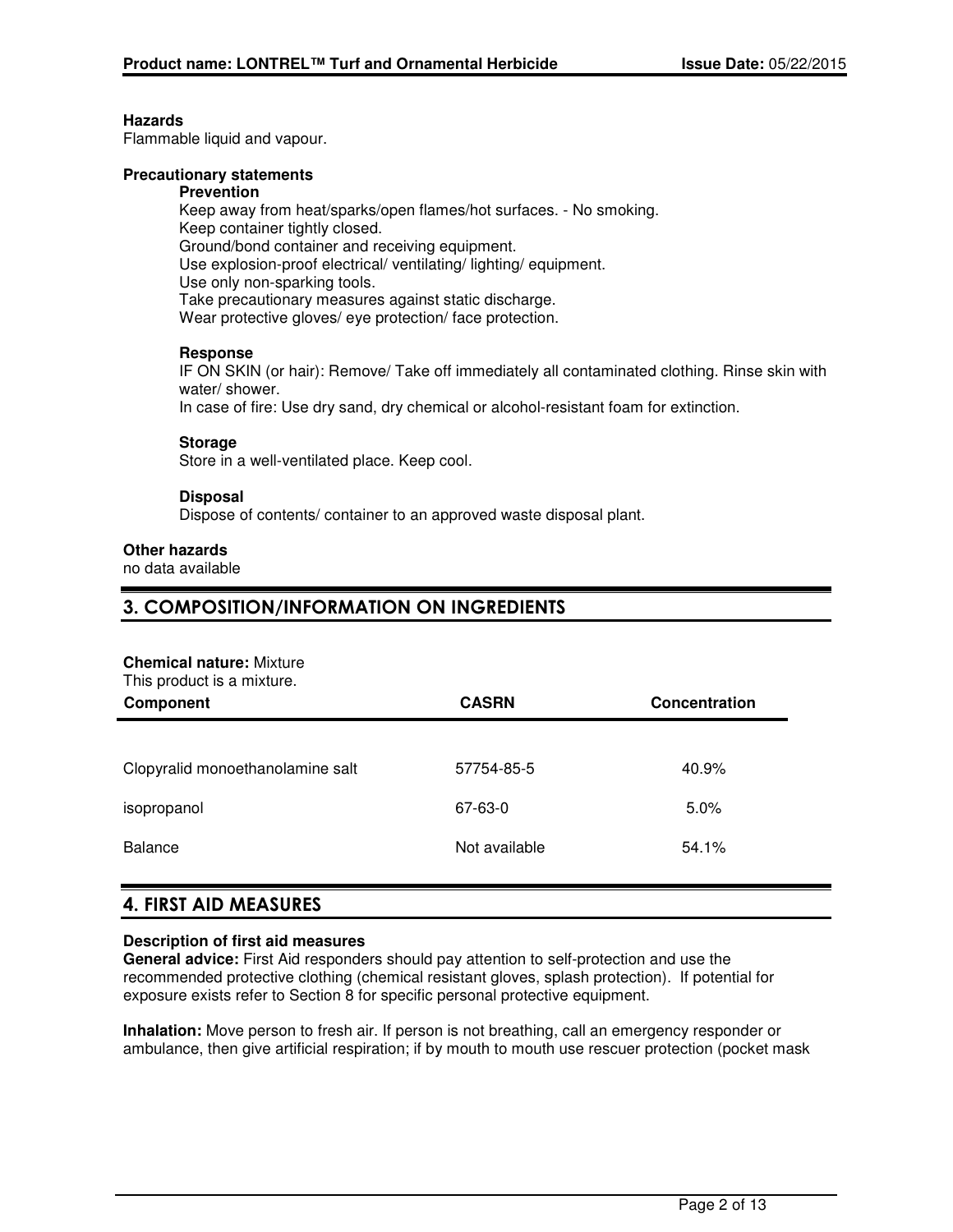**Hazards**

Flammable liquid and vapour.

**Precautionary statements**

**Prevention**

Keep away from heat/sparks/open flames/hot surfaces. - No smoking.
Keep container tightly closed.
Ground/bond container and receiving equipment.
Use explosion-proof electrical/ ventilating/ lighting/ equipment.
Use only non-sparking tools.
Take precautionary measures against static discharge.
Wear protective gloves/ eye protection/ face protection.

**Response**

IF ON SKIN (or hair): Remove/ Take off immediately all contaminated clothing. Rinse skin with water/ shower.
In case of fire: Use dry sand, dry chemical or alcohol-resistant foam for extinction.

**Storage**

Store in a well-ventilated place. Keep cool.

**Disposal**

Dispose of contents/ container to an approved waste disposal plant.

**Other hazards**

no data available

## 3. COMPOSITION/INFORMATION ON INGREDIENTS

**Chemical nature:** Mixture
This product is a mixture.

| Component | CASRN | Concentration |
|---|---|---|
| Clopyralid monoethanolamine salt | 57754-85-5 | 40.9% |
| isopropanol | 67-63-0 | 5.0% |
| Balance | Not available | 54.1% |

## 4. FIRST AID MEASURES

**Description of first aid measures**

**General advice:** First Aid responders should pay attention to self-protection and use the recommended protective clothing (chemical resistant gloves, splash protection). If potential for exposure exists refer to Section 8 for specific personal protective equipment.

**Inhalation:** Move person to fresh air. If person is not breathing, call an emergency responder or ambulance, then give artificial respiration; if by mouth to mouth use rescuer protection (pocket mask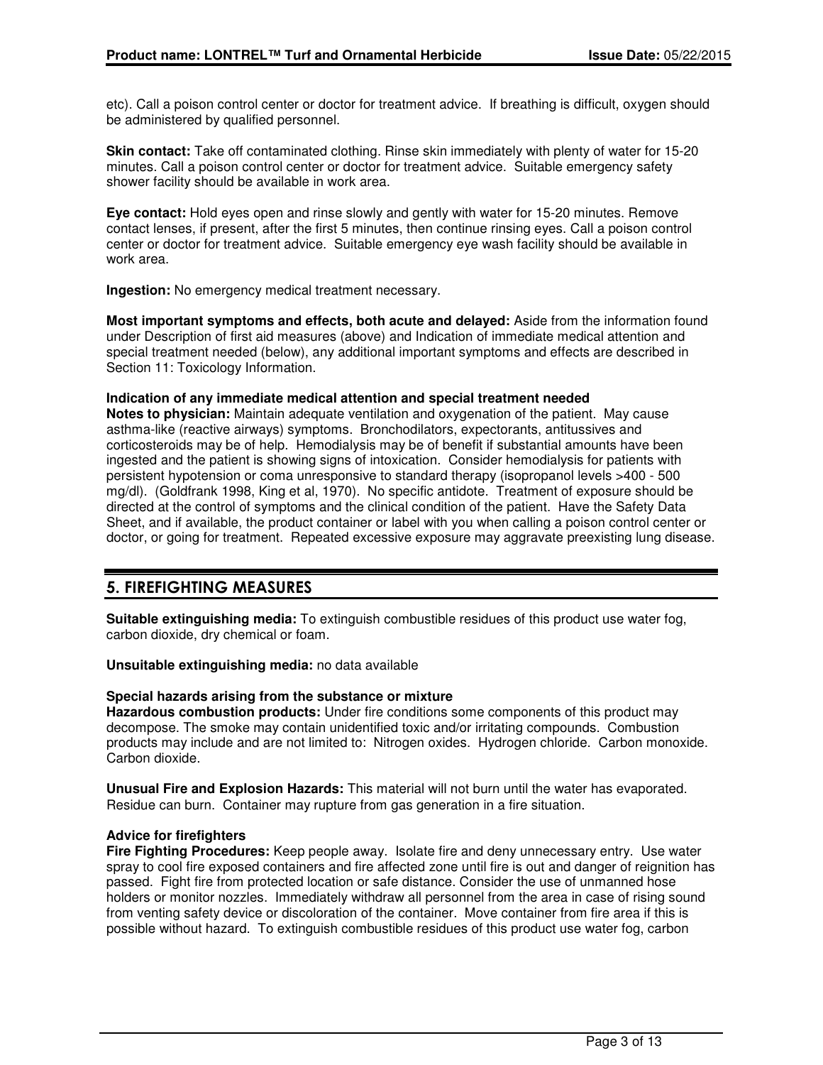etc). Call a poison control center or doctor for treatment advice. If breathing is difficult, oxygen should be administered by qualified personnel.

**Skin contact:** Take off contaminated clothing. Rinse skin immediately with plenty of water for 15-20 minutes. Call a poison control center or doctor for treatment advice. Suitable emergency safety shower facility should be available in work area.

**Eye contact:** Hold eyes open and rinse slowly and gently with water for 15-20 minutes. Remove contact lenses, if present, after the first 5 minutes, then continue rinsing eyes. Call a poison control center or doctor for treatment advice. Suitable emergency eye wash facility should be available in work area.

**Ingestion:** No emergency medical treatment necessary.

**Most important symptoms and effects, both acute and delayed:** Aside from the information found under Description of first aid measures (above) and Indication of immediate medical attention and special treatment needed (below), any additional important symptoms and effects are described in Section 11: Toxicology Information.

**Indication of any immediate medical attention and special treatment needed**

**Notes to physician:** Maintain adequate ventilation and oxygenation of the patient. May cause asthma-like (reactive airways) symptoms. Bronchodilators, expectorants, antitussives and corticosteroids may be of help. Hemodialysis may be of benefit if substantial amounts have been ingested and the patient is showing signs of intoxication. Consider hemodialysis for patients with persistent hypotension or coma unresponsive to standard therapy (isopropanol levels >400 - 500 mg/dl). (Goldfrank 1998, King et al, 1970). No specific antidote. Treatment of exposure should be directed at the control of symptoms and the clinical condition of the patient. Have the Safety Data Sheet, and if available, the product container or label with you when calling a poison control center or doctor, or going for treatment. Repeated excessive exposure may aggravate preexisting lung disease.

## 5. FIREFIGHTING MEASURES

**Suitable extinguishing media:** To extinguish combustible residues of this product use water fog, carbon dioxide, dry chemical or foam.

**Unsuitable extinguishing media:** no data available

**Special hazards arising from the substance or mixture**

**Hazardous combustion products:** Under fire conditions some components of this product may decompose. The smoke may contain unidentified toxic and/or irritating compounds. Combustion products may include and are not limited to: Nitrogen oxides. Hydrogen chloride. Carbon monoxide. Carbon dioxide.

**Unusual Fire and Explosion Hazards:** This material will not burn until the water has evaporated. Residue can burn. Container may rupture from gas generation in a fire situation.

**Advice for firefighters**

**Fire Fighting Procedures:** Keep people away. Isolate fire and deny unnecessary entry. Use water spray to cool fire exposed containers and fire affected zone until fire is out and danger of reignition has passed. Fight fire from protected location or safe distance. Consider the use of unmanned hose holders or monitor nozzles. Immediately withdraw all personnel from the area in case of rising sound from venting safety device or discoloration of the container. Move container from fire area if this is possible without hazard. To extinguish combustible residues of this product use water fog, carbon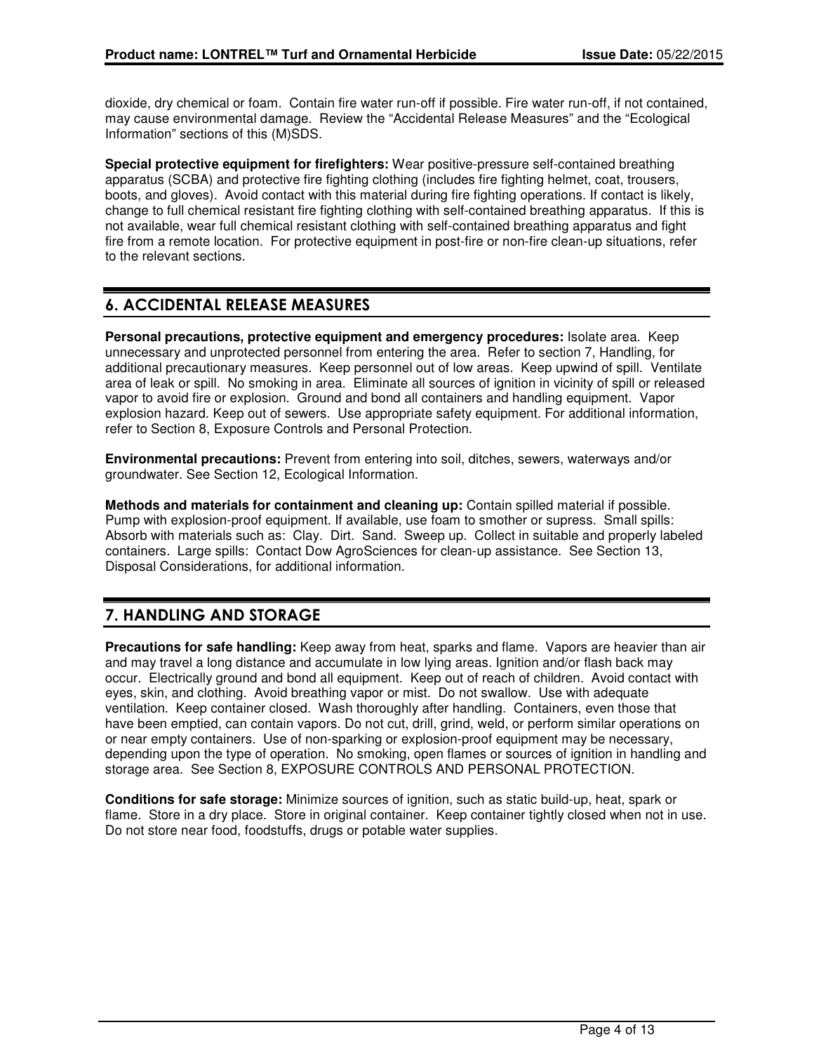dioxide, dry chemical or foam.  Contain fire water run-off if possible. Fire water run-off, if not contained, may cause environmental damage.  Review the "Accidental Release Measures" and the "Ecological Information" sections of this (M)SDS.

**Special protective equipment for firefighters:** Wear positive-pressure self-contained breathing apparatus (SCBA) and protective fire fighting clothing (includes fire fighting helmet, coat, trousers, boots, and gloves).  Avoid contact with this material during fire fighting operations. If contact is likely, change to full chemical resistant fire fighting clothing with self-contained breathing apparatus.  If this is not available, wear full chemical resistant clothing with self-contained breathing apparatus and fight fire from a remote location.  For protective equipment in post-fire or non-fire clean-up situations, refer to the relevant sections.

## 6. ACCIDENTAL RELEASE MEASURES

**Personal precautions, protective equipment and emergency procedures:** Isolate area.  Keep unnecessary and unprotected personnel from entering the area.  Refer to section 7, Handling, for additional precautionary measures.  Keep personnel out of low areas.  Keep upwind of spill.  Ventilate area of leak or spill.  No smoking in area.  Eliminate all sources of ignition in vicinity of spill or released vapor to avoid fire or explosion.  Ground and bond all containers and handling equipment.  Vapor explosion hazard. Keep out of sewers.  Use appropriate safety equipment. For additional information, refer to Section 8, Exposure Controls and Personal Protection.

**Environmental precautions:** Prevent from entering into soil, ditches, sewers, waterways and/or groundwater. See Section 12, Ecological Information.

**Methods and materials for containment and cleaning up:** Contain spilled material if possible. Pump with explosion-proof equipment. If available, use foam to smother or supress.  Small spills: Absorb with materials such as:  Clay.  Dirt.  Sand.  Sweep up.  Collect in suitable and properly labeled containers.  Large spills:  Contact Dow AgroSciences for clean-up assistance.  See Section 13, Disposal Considerations, for additional information.

## 7. HANDLING AND STORAGE

**Precautions for safe handling:** Keep away from heat, sparks and flame.  Vapors are heavier than air and may travel a long distance and accumulate in low lying areas. Ignition and/or flash back may occur.  Electrically ground and bond all equipment.  Keep out of reach of children.  Avoid contact with eyes, skin, and clothing.  Avoid breathing vapor or mist.  Do not swallow.  Use with adequate ventilation.  Keep container closed.  Wash thoroughly after handling.  Containers, even those that have been emptied, can contain vapors. Do not cut, drill, grind, weld, or perform similar operations on or near empty containers.  Use of non-sparking or explosion-proof equipment may be necessary, depending upon the type of operation.  No smoking, open flames or sources of ignition in handling and storage area.  See Section 8, EXPOSURE CONTROLS AND PERSONAL PROTECTION.

**Conditions for safe storage:** Minimize sources of ignition, such as static build-up, heat, spark or flame.  Store in a dry place.  Store in original container.  Keep container tightly closed when not in use. Do not store near food, foodstuffs, drugs or potable water supplies.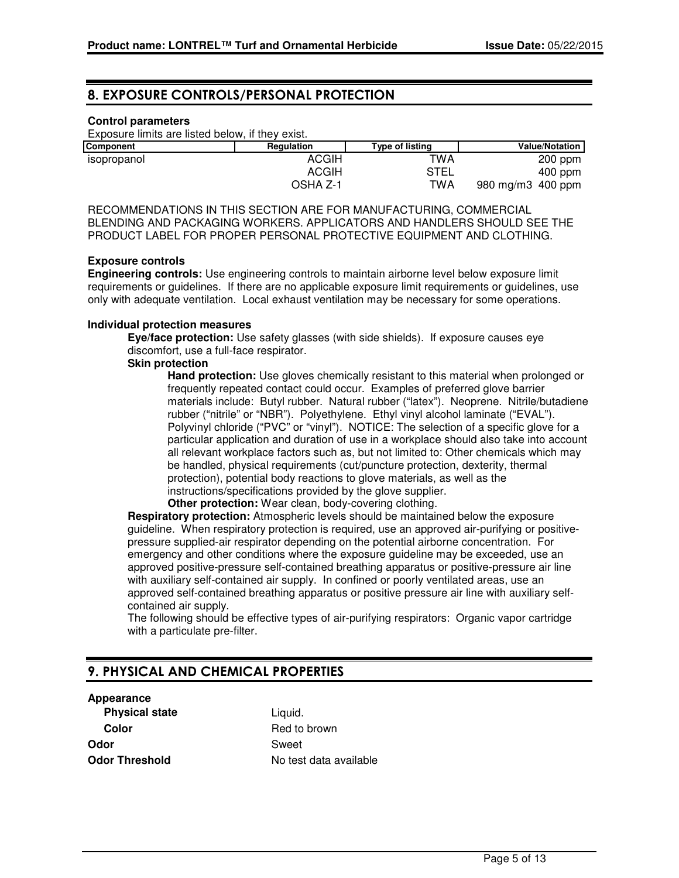## 8. EXPOSURE CONTROLS/PERSONAL PROTECTION

**Control parameters**

Exposure limits are listed below, if they exist.

| Component | Regulation | Type of listing | Value/Notation |
|---|---|---|---|
| isopropanol | ACGIH | TWA | 200 ppm |
| | ACGIH | STEL | 400 ppm |
| | OSHA Z-1 | TWA | 980 mg/m3 400 ppm |

RECOMMENDATIONS IN THIS SECTION ARE FOR MANUFACTURING, COMMERCIAL BLENDING AND PACKAGING WORKERS. APPLICATORS AND HANDLERS SHOULD SEE THE PRODUCT LABEL FOR PROPER PERSONAL PROTECTIVE EQUIPMENT AND CLOTHING.

**Exposure controls**

**Engineering controls:** Use engineering controls to maintain airborne level below exposure limit requirements or guidelines. If there are no applicable exposure limit requirements or guidelines, use only with adequate ventilation. Local exhaust ventilation may be necessary for some operations.

**Individual protection measures**

**Eye/face protection:** Use safety glasses (with side shields). If exposure causes eye discomfort, use a full-face respirator.

**Skin protection**

**Hand protection:** Use gloves chemically resistant to this material when prolonged or frequently repeated contact could occur. Examples of preferred glove barrier materials include: Butyl rubber. Natural rubber ("latex"). Neoprene. Nitrile/butadiene rubber ("nitrile" or "NBR"). Polyethylene. Ethyl vinyl alcohol laminate ("EVAL"). Polyvinyl chloride ("PVC" or "vinyl"). NOTICE: The selection of a specific glove for a particular application and duration of use in a workplace should also take into account all relevant workplace factors such as, but not limited to: Other chemicals which may be handled, physical requirements (cut/puncture protection, dexterity, thermal protection), potential body reactions to glove materials, as well as the instructions/specifications provided by the glove supplier.

**Other protection:** Wear clean, body-covering clothing.

**Respiratory protection:** Atmospheric levels should be maintained below the exposure guideline. When respiratory protection is required, use an approved air-purifying or positive-pressure supplied-air respirator depending on the potential airborne concentration. For emergency and other conditions where the exposure guideline may be exceeded, use an approved positive-pressure self-contained breathing apparatus or positive-pressure air line with auxiliary self-contained air supply. In confined or poorly ventilated areas, use an approved self-contained breathing apparatus or positive pressure air line with auxiliary self-contained air supply.

The following should be effective types of air-purifying respirators: Organic vapor cartridge with a particulate pre-filter.

## 9. PHYSICAL AND CHEMICAL PROPERTIES

**Appearance**

| | |
|---|---|
| **Physical state** | Liquid. |
| **Color** | Red to brown |
| **Odor** | Sweet |
| **Odor Threshold** | No test data available |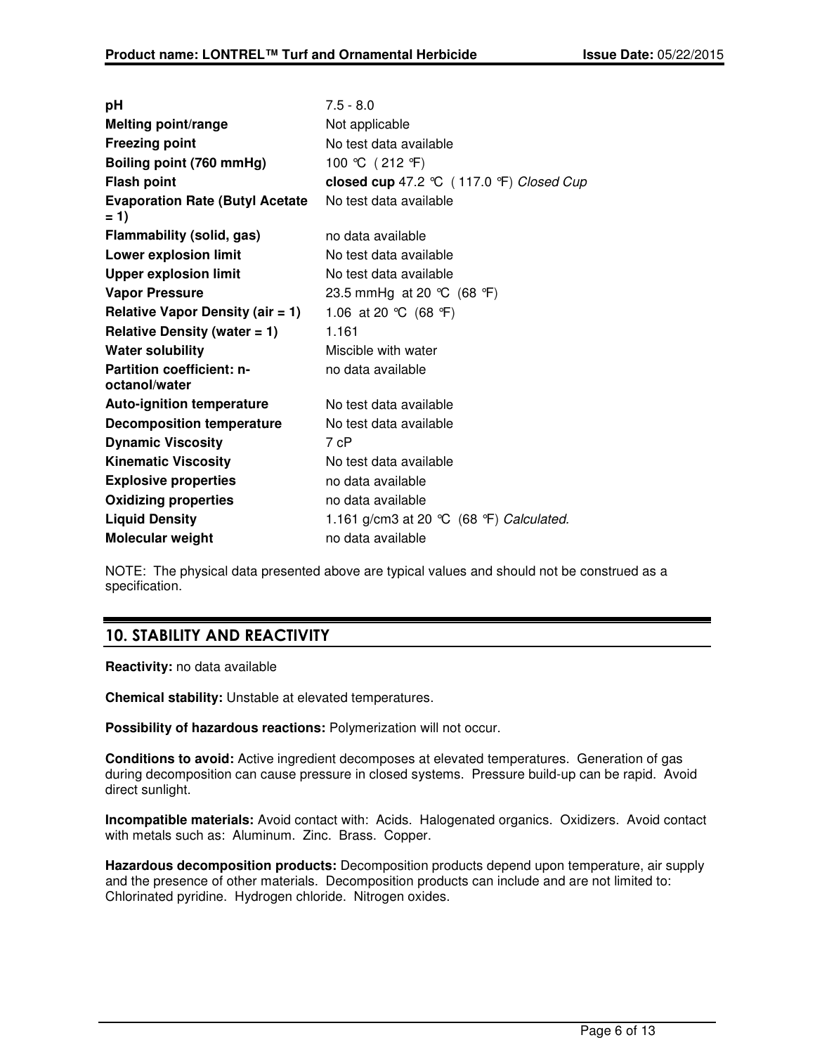| | |
|---|---|
| **pH** | 7.5 - 8.0 |
| **Melting point/range** | Not applicable |
| **Freezing point** | No test data available |
| **Boiling point (760 mmHg)** | 100 °C ( 212 °F) |
| **Flash point** | **closed cup** 47.2 °C ( 117.0 °F) *Closed Cup* |
| **Evaporation Rate (Butyl Acetate = 1)** | No test data available |
| **Flammability (solid, gas)** | no data available |
| **Lower explosion limit** | No test data available |
| **Upper explosion limit** | No test data available |
| **Vapor Pressure** | 23.5 mmHg at 20 °C (68 °F) |
| **Relative Vapor Density (air = 1)** | 1.06 at 20 °C (68 °F) |
| **Relative Density (water = 1)** | 1.161 |
| **Water solubility** | Miscible with water |
| **Partition coefficient: n-octanol/water** | no data available |
| **Auto-ignition temperature** | No test data available |
| **Decomposition temperature** | No test data available |
| **Dynamic Viscosity** | 7 cP |
| **Kinematic Viscosity** | No test data available |
| **Explosive properties** | no data available |
| **Oxidizing properties** | no data available |
| **Liquid Density** | 1.161 g/cm3 at 20 °C (68 °F) *Calculated.* |
| **Molecular weight** | no data available |

NOTE: The physical data presented above are typical values and should not be construed as a specification.

## 10. STABILITY AND REACTIVITY

**Reactivity:** no data available

**Chemical stability:** Unstable at elevated temperatures.

**Possibility of hazardous reactions:** Polymerization will not occur.

**Conditions to avoid:** Active ingredient decomposes at elevated temperatures. Generation of gas during decomposition can cause pressure in closed systems. Pressure build-up can be rapid. Avoid direct sunlight.

**Incompatible materials:** Avoid contact with: Acids. Halogenated organics. Oxidizers. Avoid contact with metals such as: Aluminum. Zinc. Brass. Copper.

**Hazardous decomposition products:** Decomposition products depend upon temperature, air supply and the presence of other materials. Decomposition products can include and are not limited to: Chlorinated pyridine. Hydrogen chloride. Nitrogen oxides.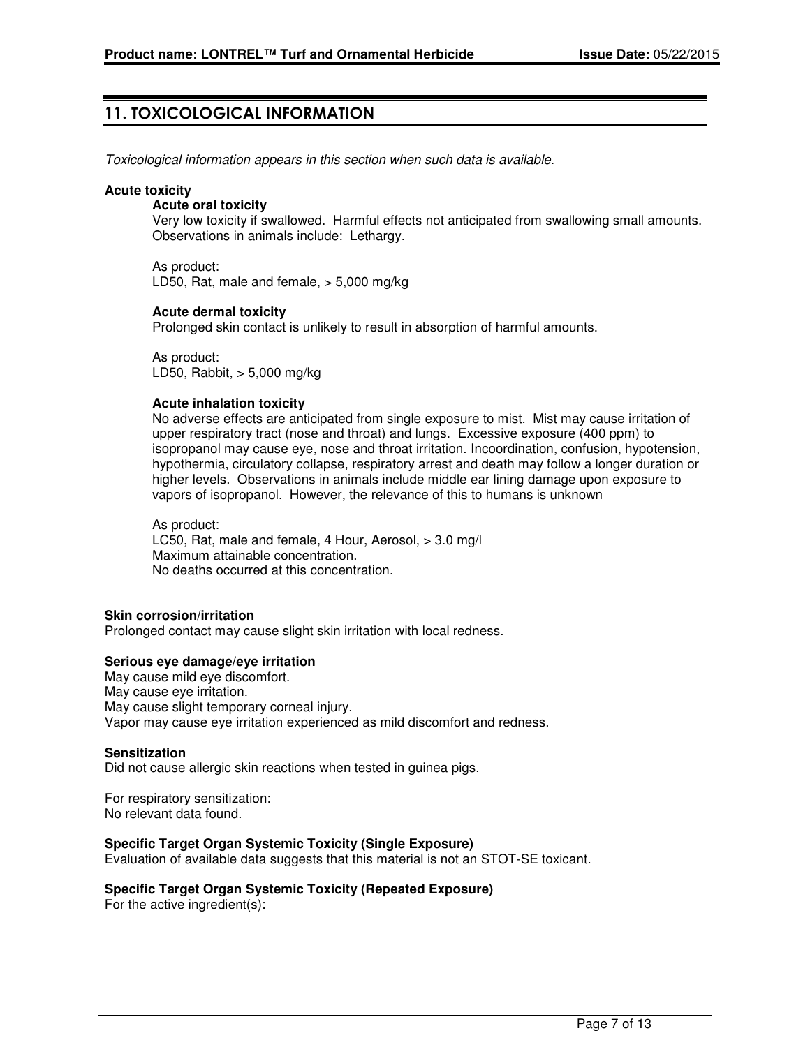## 11. TOXICOLOGICAL INFORMATION

*Toxicological information appears in this section when such data is available.*

**Acute toxicity**

**Acute oral toxicity**

Very low toxicity if swallowed. Harmful effects not anticipated from swallowing small amounts. Observations in animals include: Lethargy.

As product:
LD50, Rat, male and female, > 5,000 mg/kg

**Acute dermal toxicity**

Prolonged skin contact is unlikely to result in absorption of harmful amounts.

As product:
LD50, Rabbit, > 5,000 mg/kg

**Acute inhalation toxicity**

No adverse effects are anticipated from single exposure to mist. Mist may cause irritation of upper respiratory tract (nose and throat) and lungs. Excessive exposure (400 ppm) to isopropanol may cause eye, nose and throat irritation. Incoordination, confusion, hypotension, hypothermia, circulatory collapse, respiratory arrest and death may follow a longer duration or higher levels. Observations in animals include middle ear lining damage upon exposure to vapors of isopropanol. However, the relevance of this to humans is unknown

As product:
LC50, Rat, male and female, 4 Hour, Aerosol, > 3.0 mg/l
Maximum attainable concentration.
No deaths occurred at this concentration.

**Skin corrosion/irritation**

Prolonged contact may cause slight skin irritation with local redness.

**Serious eye damage/eye irritation**

May cause mild eye discomfort.
May cause eye irritation.
May cause slight temporary corneal injury.
Vapor may cause eye irritation experienced as mild discomfort and redness.

**Sensitization**

Did not cause allergic skin reactions when tested in guinea pigs.

For respiratory sensitization:
No relevant data found.

**Specific Target Organ Systemic Toxicity (Single Exposure)**

Evaluation of available data suggests that this material is not an STOT-SE toxicant.

**Specific Target Organ Systemic Toxicity (Repeated Exposure)**

For the active ingredient(s):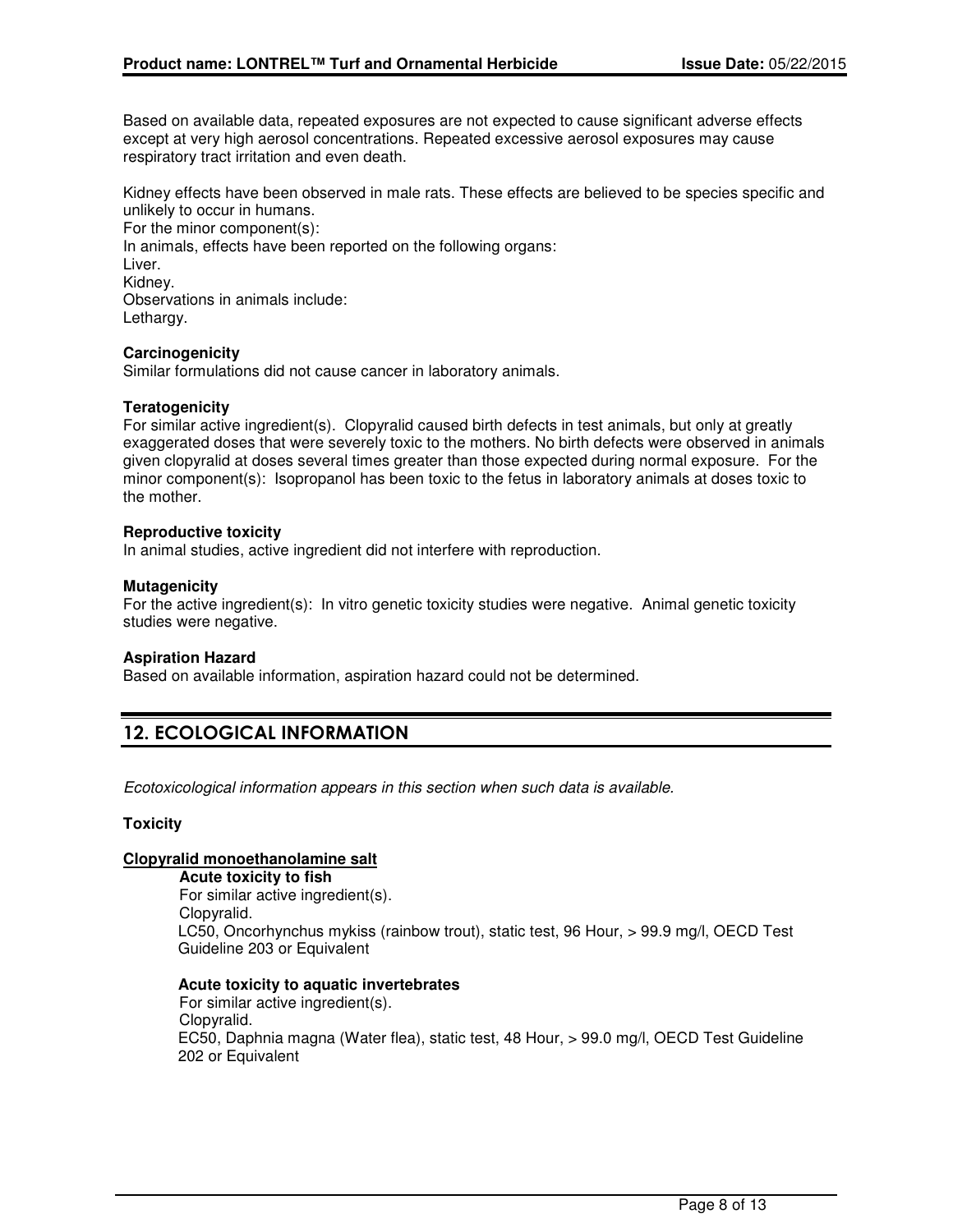Based on available data, repeated exposures are not expected to cause significant adverse effects except at very high aerosol concentrations. Repeated excessive aerosol exposures may cause respiratory tract irritation and even death.

Kidney effects have been observed in male rats. These effects are believed to be species specific and unlikely to occur in humans.
For the minor component(s):
In animals, effects have been reported on the following organs:
Liver.
Kidney.
Observations in animals include:
Lethargy.

**Carcinogenicity**
Similar formulations did not cause cancer in laboratory animals.

**Teratogenicity**
For similar active ingredient(s). Clopyralid caused birth defects in test animals, but only at greatly exaggerated doses that were severely toxic to the mothers. No birth defects were observed in animals given clopyralid at doses several times greater than those expected during normal exposure. For the minor component(s): Isopropanol has been toxic to the fetus in laboratory animals at doses toxic to the mother.

**Reproductive toxicity**
In animal studies, active ingredient did not interfere with reproduction.

**Mutagenicity**
For the active ingredient(s): In vitro genetic toxicity studies were negative. Animal genetic toxicity studies were negative.

**Aspiration Hazard**
Based on available information, aspiration hazard could not be determined.

## 12. ECOLOGICAL INFORMATION

*Ecotoxicological information appears in this section when such data is available.*

**Toxicity**

**Clopyralid monoethanolamine salt**

**Acute toxicity to fish**
For similar active ingredient(s).
Clopyralid.
LC50, Oncorhynchus mykiss (rainbow trout), static test, 96 Hour, > 99.9 mg/l, OECD Test Guideline 203 or Equivalent

**Acute toxicity to aquatic invertebrates**
For similar active ingredient(s).
Clopyralid.
EC50, Daphnia magna (Water flea), static test, 48 Hour, > 99.0 mg/l, OECD Test Guideline 202 or Equivalent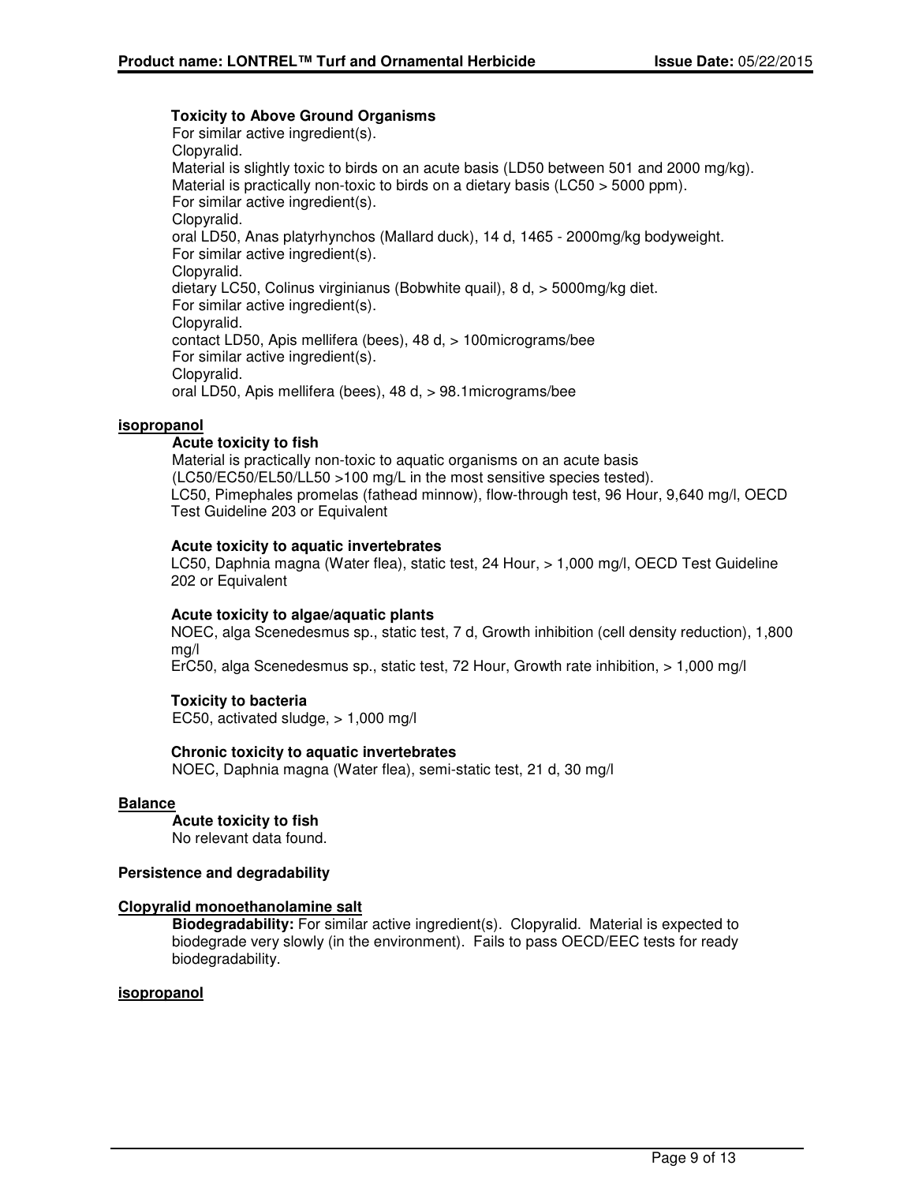**Toxicity to Above Ground Organisms**

For similar active ingredient(s).
Clopyralid.
Material is slightly toxic to birds on an acute basis (LD50 between 501 and 2000 mg/kg).
Material is practically non-toxic to birds on a dietary basis (LC50 > 5000 ppm).
For similar active ingredient(s).
Clopyralid.
oral LD50, Anas platyrhynchos (Mallard duck), 14 d, 1465 - 2000mg/kg bodyweight.
For similar active ingredient(s).
Clopyralid.
dietary LC50, Colinus virginianus (Bobwhite quail), 8 d, > 5000mg/kg diet.
For similar active ingredient(s).
Clopyralid.
contact LD50, Apis mellifera (bees), 48 d, > 100micrograms/bee
For similar active ingredient(s).
Clopyralid.
oral LD50, Apis mellifera (bees), 48 d, > 98.1micrograms/bee

**isopropanol**

**Acute toxicity to fish**

Material is practically non-toxic to aquatic organisms on an acute basis (LC50/EC50/EL50/LL50 >100 mg/L in the most sensitive species tested).
LC50, Pimephales promelas (fathead minnow), flow-through test, 96 Hour, 9,640 mg/l, OECD Test Guideline 203 or Equivalent

**Acute toxicity to aquatic invertebrates**

LC50, Daphnia magna (Water flea), static test, 24 Hour, > 1,000 mg/l, OECD Test Guideline 202 or Equivalent

**Acute toxicity to algae/aquatic plants**

NOEC, alga Scenedesmus sp., static test, 7 d, Growth inhibition (cell density reduction), 1,800 mg/l
ErC50, alga Scenedesmus sp., static test, 72 Hour, Growth rate inhibition, > 1,000 mg/l

**Toxicity to bacteria**

EC50, activated sludge, > 1,000 mg/l

**Chronic toxicity to aquatic invertebrates**

NOEC, Daphnia magna (Water flea), semi-static test, 21 d, 30 mg/l

**Balance**

**Acute toxicity to fish**

No relevant data found.

**Persistence and degradability**

**Clopyralid monoethanolamine salt**

**Biodegradability:** For similar active ingredient(s). Clopyralid. Material is expected to biodegrade very slowly (in the environment). Fails to pass OECD/EEC tests for ready biodegradability.

**isopropanol**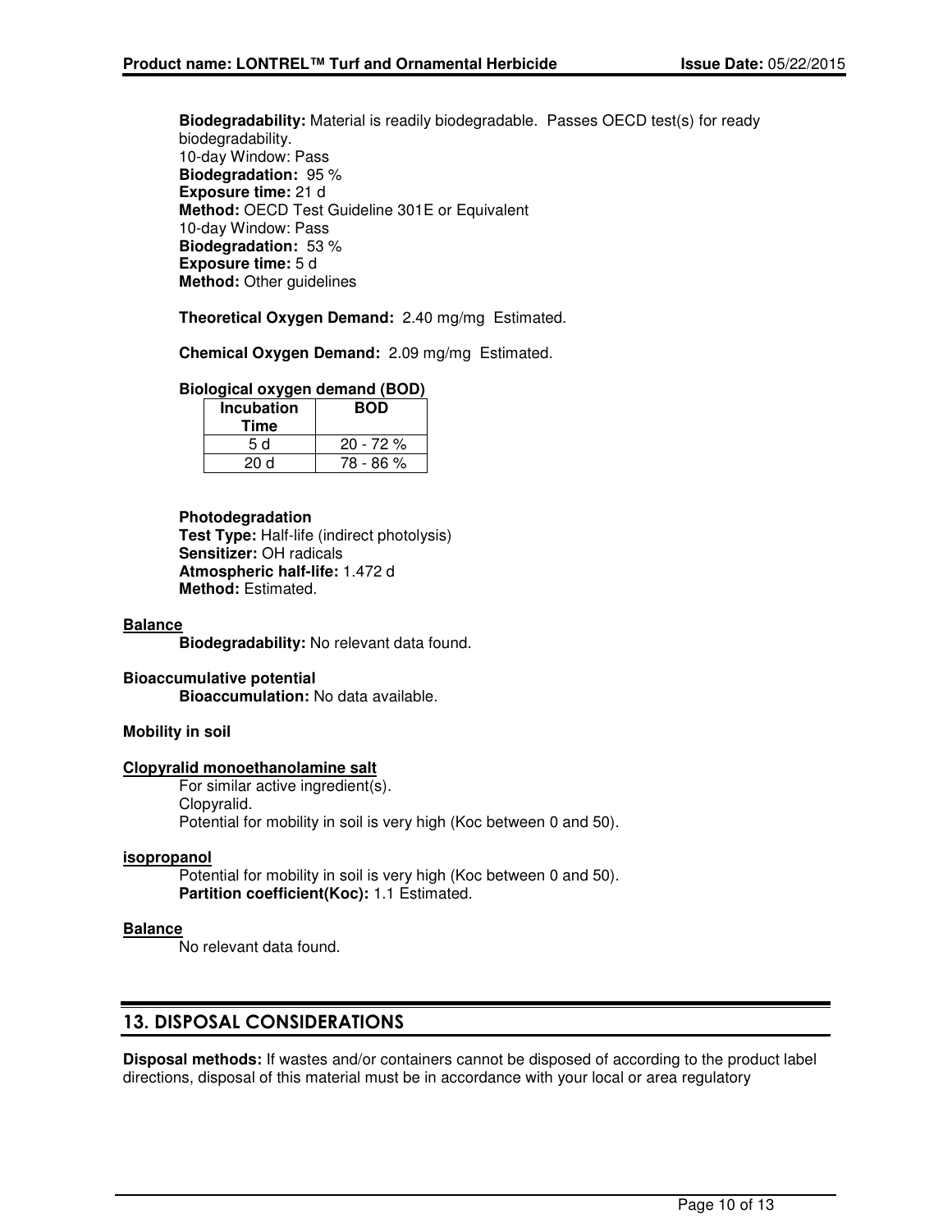**Biodegradability:** Material is readily biodegradable. Passes OECD test(s) for ready biodegradability.
10-day Window: Pass
**Biodegradation:** 95 %
**Exposure time:** 21 d
**Method:** OECD Test Guideline 301E or Equivalent
10-day Window: Pass
**Biodegradation:** 53 %
**Exposure time:** 5 d
**Method:** Other guidelines

**Theoretical Oxygen Demand:** 2.40 mg/mg Estimated.

**Chemical Oxygen Demand:** 2.09 mg/mg Estimated.

**Biological oxygen demand (BOD)**

| Incubation Time | BOD |
|---|---|
| 5 d | 20 - 72 % |
| 20 d | 78 - 86 % |

**Photodegradation**
**Test Type:** Half-life (indirect photolysis)
**Sensitizer:** OH radicals
**Atmospheric half-life:** 1.472 d
**Method:** Estimated.

**Balance**
**Biodegradability:** No relevant data found.

**Bioaccumulative potential**
**Bioaccumulation:** No data available.

**Mobility in soil**

**Clopyralid monoethanolamine salt**
For similar active ingredient(s).
Clopyralid.
Potential for mobility in soil is very high (Koc between 0 and 50).

**isopropanol**
Potential for mobility in soil is very high (Koc between 0 and 50).
**Partition coefficient(Koc):** 1.1 Estimated.

**Balance**
No relevant data found.

## 13. DISPOSAL CONSIDERATIONS

**Disposal methods:** If wastes and/or containers cannot be disposed of according to the product label directions, disposal of this material must be in accordance with your local or area regulatory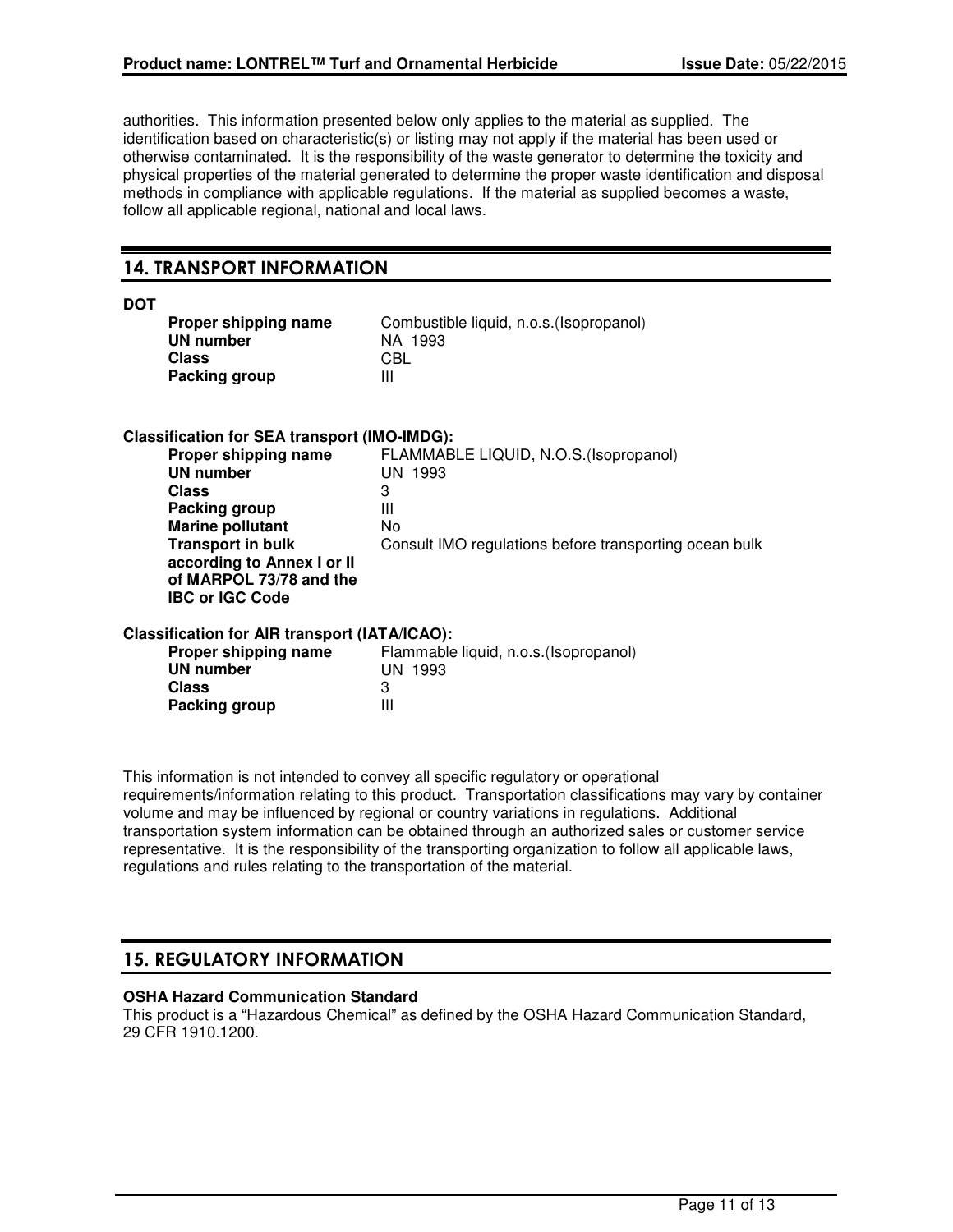authorities. This information presented below only applies to the material as supplied. The identification based on characteristic(s) or listing may not apply if the material has been used or otherwise contaminated. It is the responsibility of the waste generator to determine the toxicity and physical properties of the material generated to determine the proper waste identification and disposal methods in compliance with applicable regulations. If the material as supplied becomes a waste, follow all applicable regional, national and local laws.

## 14. TRANSPORT INFORMATION

**DOT**

| | |
|---|---|
| **Proper shipping name** | Combustible liquid, n.o.s.(Isopropanol) |
| **UN number** | NA 1993 |
| **Class** | CBL |
| **Packing group** | III |

**Classification for SEA transport (IMO-IMDG):**

| | |
|---|---|
| **Proper shipping name** | FLAMMABLE LIQUID, N.O.S.(Isopropanol) |
| **UN number** | UN 1993 |
| **Class** | 3 |
| **Packing group** | III |
| **Marine pollutant** | No |
| **Transport in bulk according to Annex I or II of MARPOL 73/78 and the IBC or IGC Code** | Consult IMO regulations before transporting ocean bulk |

**Classification for AIR transport (IATA/ICAO):**

| | |
|---|---|
| **Proper shipping name** | Flammable liquid, n.o.s.(Isopropanol) |
| **UN number** | UN 1993 |
| **Class** | 3 |
| **Packing group** | III |

This information is not intended to convey all specific regulatory or operational requirements/information relating to this product. Transportation classifications may vary by container volume and may be influenced by regional or country variations in regulations. Additional transportation system information can be obtained through an authorized sales or customer service representative. It is the responsibility of the transporting organization to follow all applicable laws, regulations and rules relating to the transportation of the material.

## 15. REGULATORY INFORMATION

**OSHA Hazard Communication Standard**

This product is a "Hazardous Chemical" as defined by the OSHA Hazard Communication Standard, 29 CFR 1910.1200.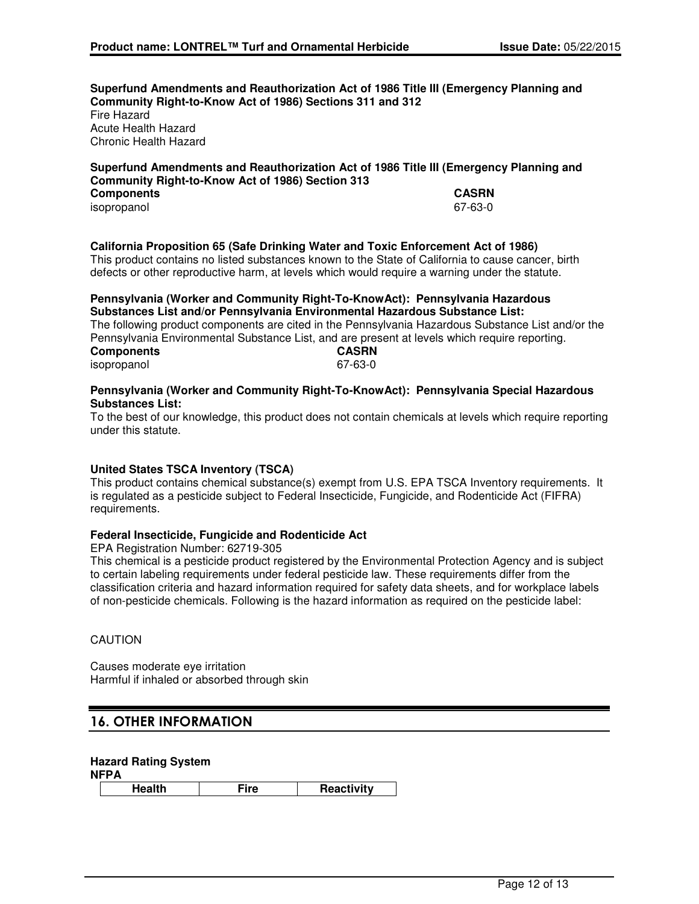**Superfund Amendments and Reauthorization Act of 1986 Title III (Emergency Planning and Community Right-to-Know Act of 1986) Sections 311 and 312**

Fire Hazard
Acute Health Hazard
Chronic Health Hazard

**Superfund Amendments and Reauthorization Act of 1986 Title III (Emergency Planning and Community Right-to-Know Act of 1986) Section 313**

| Components | CASRN |
|---|---|
| isopropanol | 67-63-0 |

**California Proposition 65 (Safe Drinking Water and Toxic Enforcement Act of 1986)**

This product contains no listed substances known to the State of California to cause cancer, birth defects or other reproductive harm, at levels which would require a warning under the statute.

**Pennsylvania (Worker and Community Right-To-KnowAct): Pennsylvania Hazardous Substances List and/or Pennsylvania Environmental Hazardous Substance List:**

The following product components are cited in the Pennsylvania Hazardous Substance List and/or the Pennsylvania Environmental Substance List, and are present at levels which require reporting.

| Components | CASRN |
|---|---|
| isopropanol | 67-63-0 |

**Pennsylvania (Worker and Community Right-To-KnowAct): Pennsylvania Special Hazardous Substances List:**

To the best of our knowledge, this product does not contain chemicals at levels which require reporting under this statute.

**United States TSCA Inventory (TSCA)**

This product contains chemical substance(s) exempt from U.S. EPA TSCA Inventory requirements. It is regulated as a pesticide subject to Federal Insecticide, Fungicide, and Rodenticide Act (FIFRA) requirements.

**Federal Insecticide, Fungicide and Rodenticide Act**

EPA Registration Number: 62719-305

This chemical is a pesticide product registered by the Environmental Protection Agency and is subject to certain labeling requirements under federal pesticide law. These requirements differ from the classification criteria and hazard information required for safety data sheets, and for workplace labels of non-pesticide chemicals. Following is the hazard information as required on the pesticide label:

CAUTION

Causes moderate eye irritation
Harmful if inhaled or absorbed through skin

## 16. OTHER INFORMATION

**Hazard Rating System**

**NFPA**

| Health | Fire | Reactivity |
|---|---|---|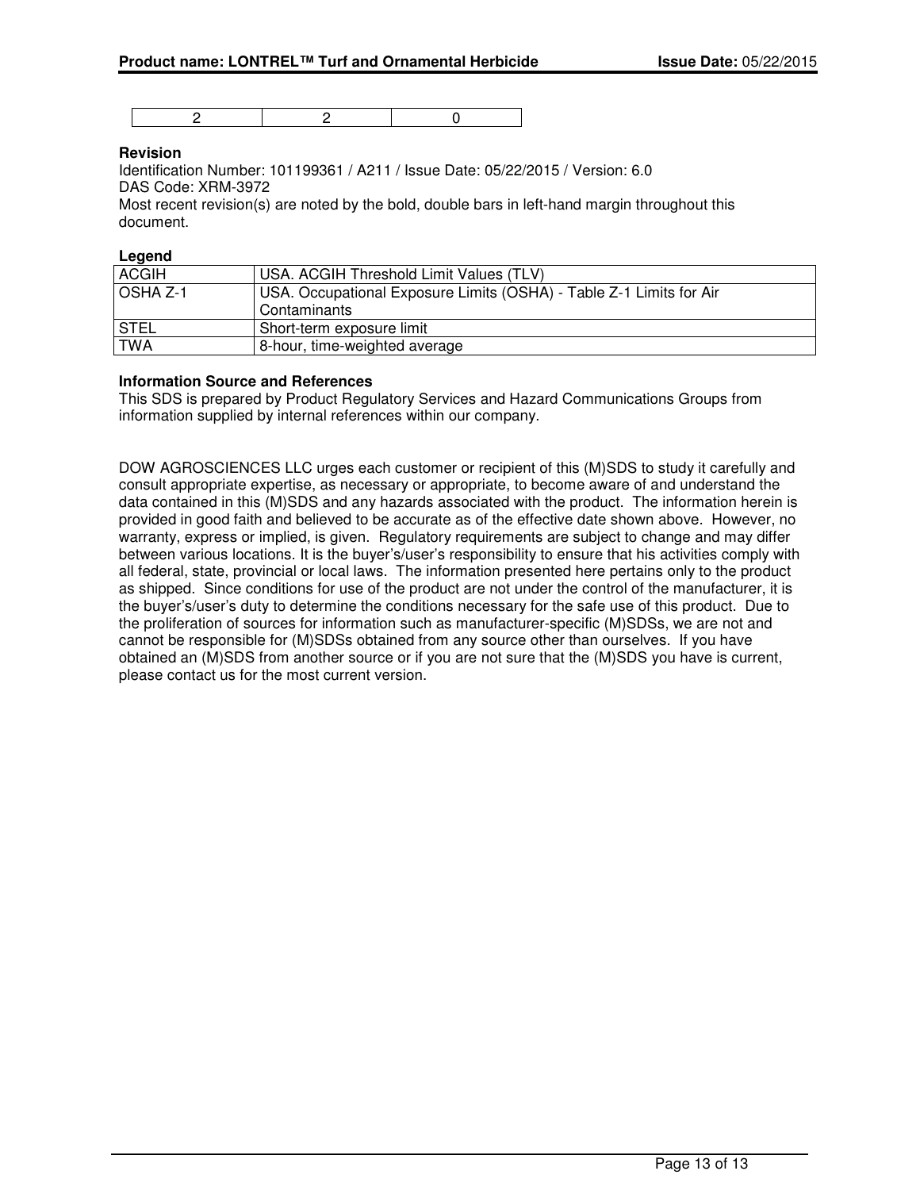| | | |
|---|---|---|
| 2 | 2 | 0 |

**Revision**

Identification Number: 101199361 / A211 / Issue Date: 05/22/2015 / Version: 6.0
DAS Code: XRM-3972
Most recent revision(s) are noted by the bold, double bars in left-hand margin throughout this document.

**Legend**

| | |
|---|---|
| ACGIH | USA. ACGIH Threshold Limit Values (TLV) |
| OSHA Z-1 | USA. Occupational Exposure Limits (OSHA) - Table Z-1 Limits for Air Contaminants |
| STEL | Short-term exposure limit |
| TWA | 8-hour, time-weighted average |

**Information Source and References**

This SDS is prepared by Product Regulatory Services and Hazard Communications Groups from information supplied by internal references within our company.

DOW AGROSCIENCES LLC urges each customer or recipient of this (M)SDS to study it carefully and consult appropriate expertise, as necessary or appropriate, to become aware of and understand the data contained in this (M)SDS and any hazards associated with the product. The information herein is provided in good faith and believed to be accurate as of the effective date shown above. However, no warranty, express or implied, is given. Regulatory requirements are subject to change and may differ between various locations. It is the buyer's/user's responsibility to ensure that his activities comply with all federal, state, provincial or local laws. The information presented here pertains only to the product as shipped. Since conditions for use of the product are not under the control of the manufacturer, it is the buyer's/user's duty to determine the conditions necessary for the safe use of this product. Due to the proliferation of sources for information such as manufacturer-specific (M)SDSs, we are not and cannot be responsible for (M)SDSs obtained from any source other than ourselves. If you have obtained an (M)SDS from another source or if you are not sure that the (M)SDS you have is current, please contact us for the most current version.